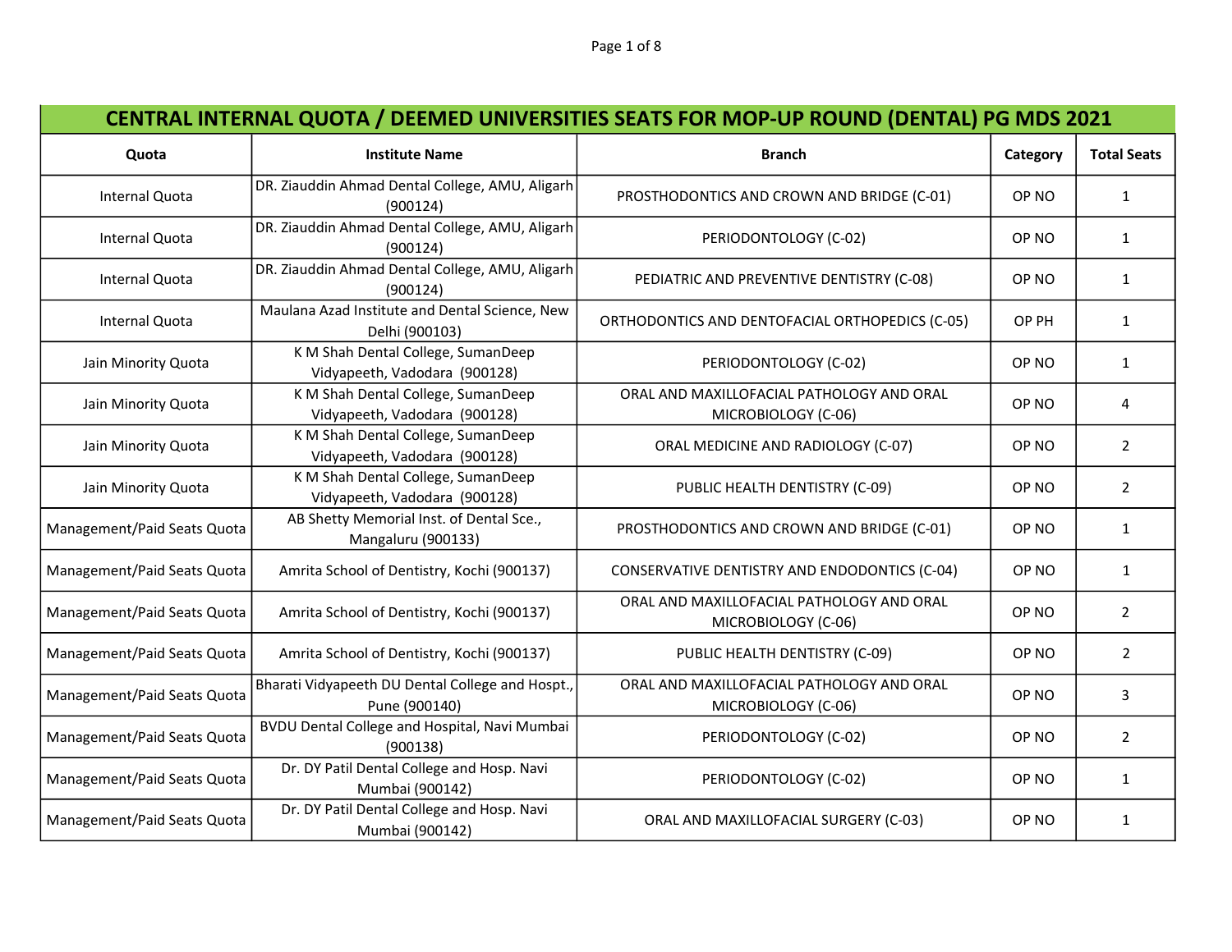| CENTRAL INTERNAL QUOTA / DEEMED UNIVERSITIES SEATS FOR MOP-UP ROUND (DENTAL) PG MDS 2021 | | | | |
|---|---|---|---|---|
| **Quota** | **Institute Name** | **Branch** | **Category** | **Total Seats** |
| Internal Quota | DR. Ziauddin Ahmad Dental College, AMU, Aligarh (900124) | PROSTHODONTICS AND CROWN AND BRIDGE (C-01) | OP NO | 1 |
| Internal Quota | DR. Ziauddin Ahmad Dental College, AMU, Aligarh (900124) | PERIODONTOLOGY (C-02) | OP NO | 1 |
| Internal Quota | DR. Ziauddin Ahmad Dental College, AMU, Aligarh (900124) | PEDIATRIC AND PREVENTIVE DENTISTRY (C-08) | OP NO | 1 |
| Internal Quota | Maulana Azad Institute and Dental Science, New Delhi (900103) | ORTHODONTICS AND DENTOFACIAL ORTHOPEDICS (C-05) | OP PH | 1 |
| Jain Minority Quota | K M Shah Dental College, SumanDeep Vidyapeeth, Vadodara (900128) | PERIODONTOLOGY (C-02) | OP NO | 1 |
| Jain Minority Quota | K M Shah Dental College, SumanDeep Vidyapeeth, Vadodara (900128) | ORAL AND MAXILLOFACIAL PATHOLOGY AND ORAL MICROBIOLOGY (C-06) | OP NO | 4 |
| Jain Minority Quota | K M Shah Dental College, SumanDeep Vidyapeeth, Vadodara (900128) | ORAL MEDICINE AND RADIOLOGY (C-07) | OP NO | 2 |
| Jain Minority Quota | K M Shah Dental College, SumanDeep Vidyapeeth, Vadodara (900128) | PUBLIC HEALTH DENTISTRY (C-09) | OP NO | 2 |
| Management/Paid Seats Quota | AB Shetty Memorial Inst. of Dental Sce., Mangaluru (900133) | PROSTHODONTICS AND CROWN AND BRIDGE (C-01) | OP NO | 1 |
| Management/Paid Seats Quota | Amrita School of Dentistry, Kochi (900137) | CONSERVATIVE DENTISTRY AND ENDODONTICS (C-04) | OP NO | 1 |
| Management/Paid Seats Quota | Amrita School of Dentistry, Kochi (900137) | ORAL AND MAXILLOFACIAL PATHOLOGY AND ORAL MICROBIOLOGY (C-06) | OP NO | 2 |
| Management/Paid Seats Quota | Amrita School of Dentistry, Kochi (900137) | PUBLIC HEALTH DENTISTRY (C-09) | OP NO | 2 |
| Management/Paid Seats Quota | Bharati Vidyapeeth DU Dental College and Hospt., Pune (900140) | ORAL AND MAXILLOFACIAL PATHOLOGY AND ORAL MICROBIOLOGY (C-06) | OP NO | 3 |
| Management/Paid Seats Quota | BVDU Dental College and Hospital, Navi Mumbai (900138) | PERIODONTOLOGY (C-02) | OP NO | 2 |
| Management/Paid Seats Quota | Dr. DY Patil Dental College and Hosp. Navi Mumbai (900142) | PERIODONTOLOGY (C-02) | OP NO | 1 |
| Management/Paid Seats Quota | Dr. DY Patil Dental College and Hosp. Navi Mumbai (900142) | ORAL AND MAXILLOFACIAL SURGERY (C-03) | OP NO | 1 |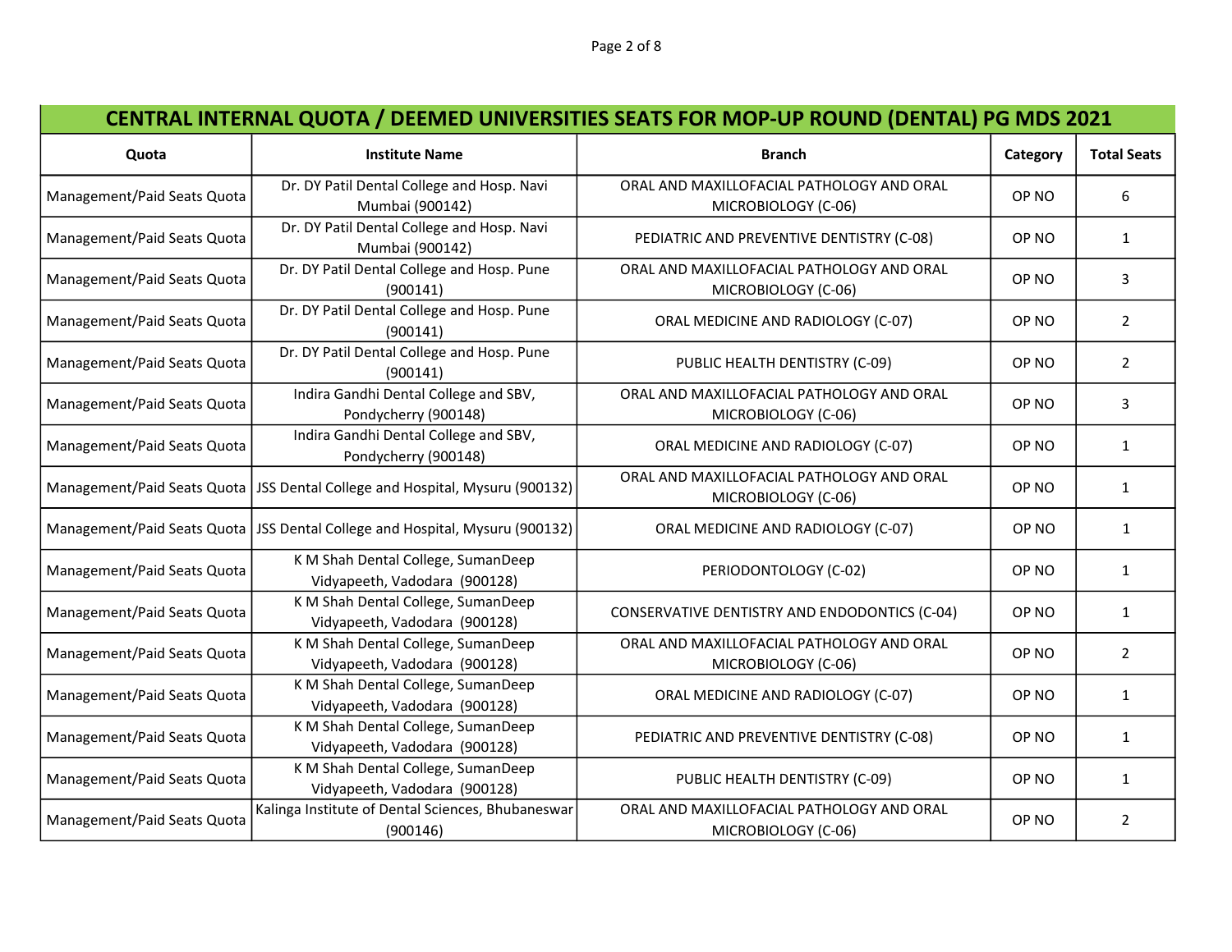| CENTRAL INTERNAL QUOTA / DEEMED UNIVERSITIES SEATS FOR MOP-UP ROUND (DENTAL) PG MDS 2021 | | | | |
|---|---|---|---|---|
| **Quota** | **Institute Name** | **Branch** | **Category** | **Total Seats** |
| Management/Paid Seats Quota | Dr. DY Patil Dental College and Hosp. Navi Mumbai (900142) | ORAL AND MAXILLOFACIAL PATHOLOGY AND ORAL MICROBIOLOGY (C-06) | OP NO | 6 |
| Management/Paid Seats Quota | Dr. DY Patil Dental College and Hosp. Navi Mumbai (900142) | PEDIATRIC AND PREVENTIVE DENTISTRY (C-08) | OP NO | 1 |
| Management/Paid Seats Quota | Dr. DY Patil Dental College and Hosp. Pune (900141) | ORAL AND MAXILLOFACIAL PATHOLOGY AND ORAL MICROBIOLOGY (C-06) | OP NO | 3 |
| Management/Paid Seats Quota | Dr. DY Patil Dental College and Hosp. Pune (900141) | ORAL MEDICINE AND RADIOLOGY (C-07) | OP NO | 2 |
| Management/Paid Seats Quota | Dr. DY Patil Dental College and Hosp. Pune (900141) | PUBLIC HEALTH DENTISTRY (C-09) | OP NO | 2 |
| Management/Paid Seats Quota | Indira Gandhi Dental College and SBV, Pondycherry (900148) | ORAL AND MAXILLOFACIAL PATHOLOGY AND ORAL MICROBIOLOGY (C-06) | OP NO | 3 |
| Management/Paid Seats Quota | Indira Gandhi Dental College and SBV, Pondycherry (900148) | ORAL MEDICINE AND RADIOLOGY (C-07) | OP NO | 1 |
| Management/Paid Seats Quota | JSS Dental College and Hospital, Mysuru (900132) | ORAL AND MAXILLOFACIAL PATHOLOGY AND ORAL MICROBIOLOGY (C-06) | OP NO | 1 |
| Management/Paid Seats Quota | JSS Dental College and Hospital, Mysuru (900132) | ORAL MEDICINE AND RADIOLOGY (C-07) | OP NO | 1 |
| Management/Paid Seats Quota | K M Shah Dental College, SumanDeep Vidyapeeth, Vadodara (900128) | PERIODONTOLOGY (C-02) | OP NO | 1 |
| Management/Paid Seats Quota | K M Shah Dental College, SumanDeep Vidyapeeth, Vadodara (900128) | CONSERVATIVE DENTISTRY AND ENDODONTICS (C-04) | OP NO | 1 |
| Management/Paid Seats Quota | K M Shah Dental College, SumanDeep Vidyapeeth, Vadodara (900128) | ORAL AND MAXILLOFACIAL PATHOLOGY AND ORAL MICROBIOLOGY (C-06) | OP NO | 2 |
| Management/Paid Seats Quota | K M Shah Dental College, SumanDeep Vidyapeeth, Vadodara (900128) | ORAL MEDICINE AND RADIOLOGY (C-07) | OP NO | 1 |
| Management/Paid Seats Quota | K M Shah Dental College, SumanDeep Vidyapeeth, Vadodara (900128) | PEDIATRIC AND PREVENTIVE DENTISTRY (C-08) | OP NO | 1 |
| Management/Paid Seats Quota | K M Shah Dental College, SumanDeep Vidyapeeth, Vadodara (900128) | PUBLIC HEALTH DENTISTRY (C-09) | OP NO | 1 |
| Management/Paid Seats Quota | Kalinga Institute of Dental Sciences, Bhubaneswar (900146) | ORAL AND MAXILLOFACIAL PATHOLOGY AND ORAL MICROBIOLOGY (C-06) | OP NO | 2 |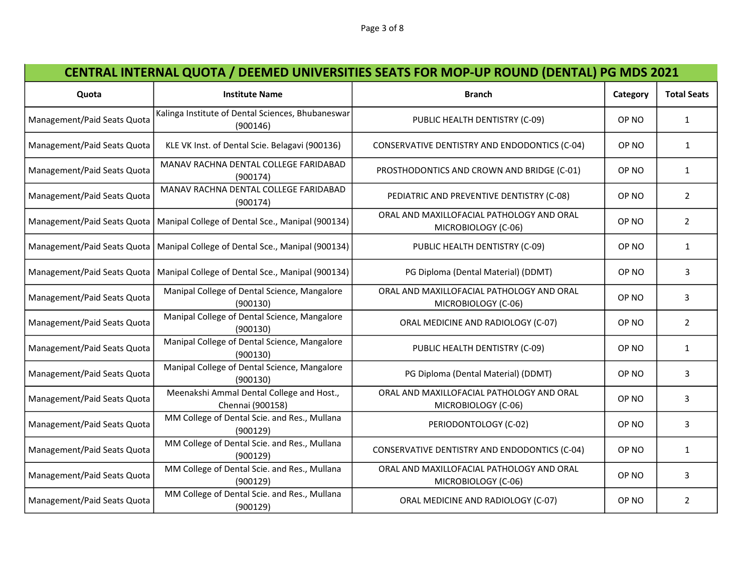| CENTRAL INTERNAL QUOTA / DEEMED UNIVERSITIES SEATS FOR MOP-UP ROUND (DENTAL) PG MDS 2021 | | | | |
|---|---|---|---|---|
| **Quota** | **Institute Name** | **Branch** | **Category** | **Total Seats** |
| Management/Paid Seats Quota | Kalinga Institute of Dental Sciences, Bhubaneswar (900146) | PUBLIC HEALTH DENTISTRY (C-09) | OP NO | 1 |
| Management/Paid Seats Quota | KLE VK Inst. of Dental Scie. Belagavi (900136) | CONSERVATIVE DENTISTRY AND ENDODONTICS (C-04) | OP NO | 1 |
| Management/Paid Seats Quota | MANAV RACHNA DENTAL COLLEGE FARIDABAD (900174) | PROSTHODONTICS AND CROWN AND BRIDGE (C-01) | OP NO | 1 |
| Management/Paid Seats Quota | MANAV RACHNA DENTAL COLLEGE FARIDABAD (900174) | PEDIATRIC AND PREVENTIVE DENTISTRY (C-08) | OP NO | 2 |
| Management/Paid Seats Quota | Manipal College of Dental Sce., Manipal (900134) | ORAL AND MAXILLOFACIAL PATHOLOGY AND ORAL MICROBIOLOGY (C-06) | OP NO | 2 |
| Management/Paid Seats Quota | Manipal College of Dental Sce., Manipal (900134) | PUBLIC HEALTH DENTISTRY (C-09) | OP NO | 1 |
| Management/Paid Seats Quota | Manipal College of Dental Sce., Manipal (900134) | PG Diploma (Dental Material) (DDMT) | OP NO | 3 |
| Management/Paid Seats Quota | Manipal College of Dental Science, Mangalore (900130) | ORAL AND MAXILLOFACIAL PATHOLOGY AND ORAL MICROBIOLOGY (C-06) | OP NO | 3 |
| Management/Paid Seats Quota | Manipal College of Dental Science, Mangalore (900130) | ORAL MEDICINE AND RADIOLOGY (C-07) | OP NO | 2 |
| Management/Paid Seats Quota | Manipal College of Dental Science, Mangalore (900130) | PUBLIC HEALTH DENTISTRY (C-09) | OP NO | 1 |
| Management/Paid Seats Quota | Manipal College of Dental Science, Mangalore (900130) | PG Diploma (Dental Material) (DDMT) | OP NO | 3 |
| Management/Paid Seats Quota | Meenakshi Ammal Dental College and Host., Chennai (900158) | ORAL AND MAXILLOFACIAL PATHOLOGY AND ORAL MICROBIOLOGY (C-06) | OP NO | 3 |
| Management/Paid Seats Quota | MM College of Dental Scie. and Res., Mullana (900129) | PERIODONTOLOGY (C-02) | OP NO | 3 |
| Management/Paid Seats Quota | MM College of Dental Scie. and Res., Mullana (900129) | CONSERVATIVE DENTISTRY AND ENDODONTICS (C-04) | OP NO | 1 |
| Management/Paid Seats Quota | MM College of Dental Scie. and Res., Mullana (900129) | ORAL AND MAXILLOFACIAL PATHOLOGY AND ORAL MICROBIOLOGY (C-06) | OP NO | 3 |
| Management/Paid Seats Quota | MM College of Dental Scie. and Res., Mullana (900129) | ORAL MEDICINE AND RADIOLOGY (C-07) | OP NO | 2 |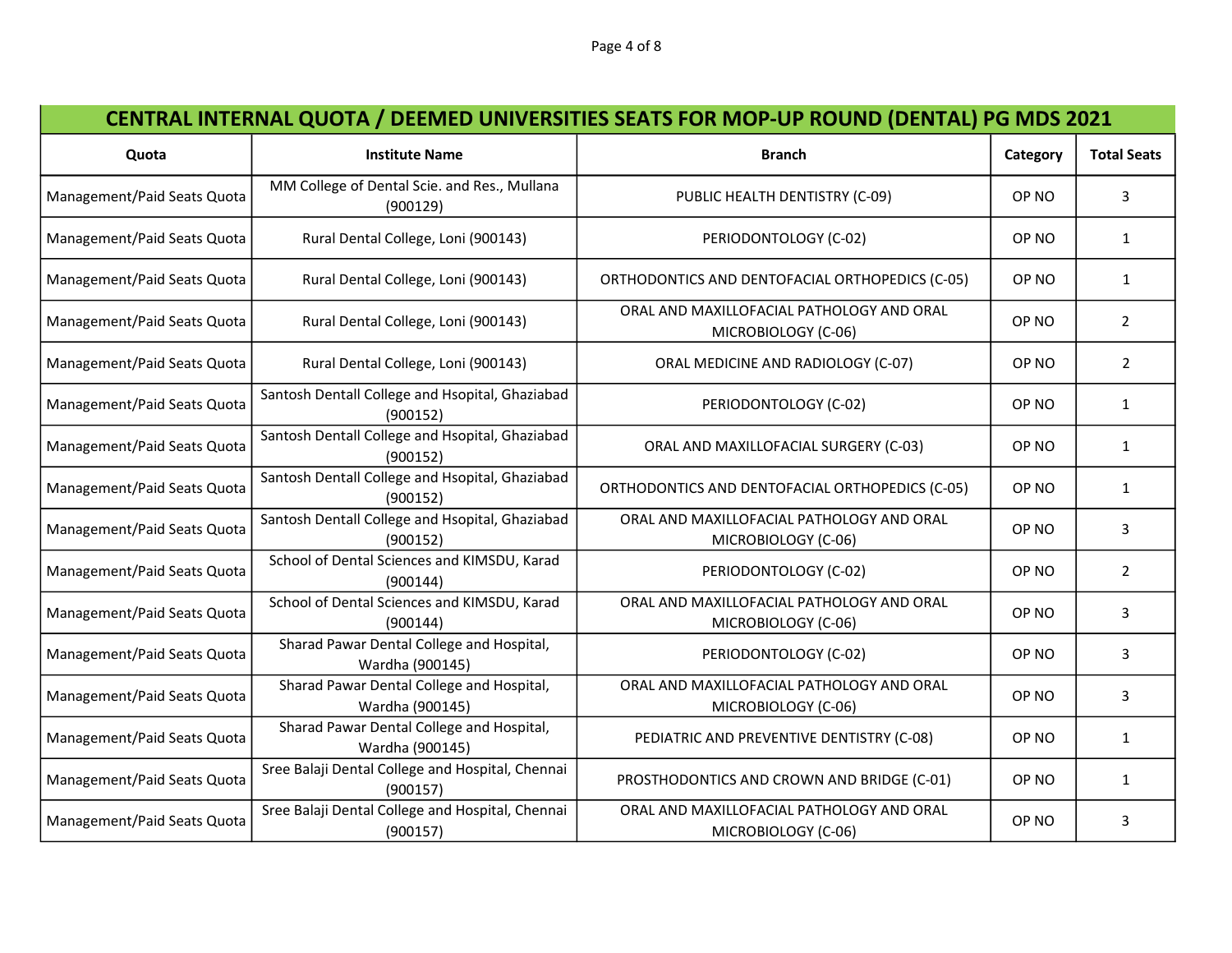| CENTRAL INTERNAL QUOTA / DEEMED UNIVERSITIES SEATS FOR MOP-UP ROUND (DENTAL) PG MDS 2021 | | | | |
|---|---|---|---|---|
| **Quota** | **Institute Name** | **Branch** | **Category** | **Total Seats** |
| Management/Paid Seats Quota | MM College of Dental Scie. and Res., Mullana (900129) | PUBLIC HEALTH DENTISTRY (C-09) | OP NO | 3 |
| Management/Paid Seats Quota | Rural Dental College, Loni (900143) | PERIODONTOLOGY (C-02) | OP NO | 1 |
| Management/Paid Seats Quota | Rural Dental College, Loni (900143) | ORTHODONTICS AND DENTOFACIAL ORTHOPEDICS (C-05) | OP NO | 1 |
| Management/Paid Seats Quota | Rural Dental College, Loni (900143) | ORAL AND MAXILLOFACIAL PATHOLOGY AND ORAL MICROBIOLOGY (C-06) | OP NO | 2 |
| Management/Paid Seats Quota | Rural Dental College, Loni (900143) | ORAL MEDICINE AND RADIOLOGY (C-07) | OP NO | 2 |
| Management/Paid Seats Quota | Santosh Dentall College and Hsopital, Ghaziabad (900152) | PERIODONTOLOGY (C-02) | OP NO | 1 |
| Management/Paid Seats Quota | Santosh Dentall College and Hsopital, Ghaziabad (900152) | ORAL AND MAXILLOFACIAL SURGERY (C-03) | OP NO | 1 |
| Management/Paid Seats Quota | Santosh Dentall College and Hsopital, Ghaziabad (900152) | ORTHODONTICS AND DENTOFACIAL ORTHOPEDICS (C-05) | OP NO | 1 |
| Management/Paid Seats Quota | Santosh Dentall College and Hsopital, Ghaziabad (900152) | ORAL AND MAXILLOFACIAL PATHOLOGY AND ORAL MICROBIOLOGY (C-06) | OP NO | 3 |
| Management/Paid Seats Quota | School of Dental Sciences and KIMSDU, Karad (900144) | PERIODONTOLOGY (C-02) | OP NO | 2 |
| Management/Paid Seats Quota | School of Dental Sciences and KIMSDU, Karad (900144) | ORAL AND MAXILLOFACIAL PATHOLOGY AND ORAL MICROBIOLOGY (C-06) | OP NO | 3 |
| Management/Paid Seats Quota | Sharad Pawar Dental College and Hospital, Wardha (900145) | PERIODONTOLOGY (C-02) | OP NO | 3 |
| Management/Paid Seats Quota | Sharad Pawar Dental College and Hospital, Wardha (900145) | ORAL AND MAXILLOFACIAL PATHOLOGY AND ORAL MICROBIOLOGY (C-06) | OP NO | 3 |
| Management/Paid Seats Quota | Sharad Pawar Dental College and Hospital, Wardha (900145) | PEDIATRIC AND PREVENTIVE DENTISTRY (C-08) | OP NO | 1 |
| Management/Paid Seats Quota | Sree Balaji Dental College and Hospital, Chennai (900157) | PROSTHODONTICS AND CROWN AND BRIDGE (C-01) | OP NO | 1 |
| Management/Paid Seats Quota | Sree Balaji Dental College and Hospital, Chennai (900157) | ORAL AND MAXILLOFACIAL PATHOLOGY AND ORAL MICROBIOLOGY (C-06) | OP NO | 3 |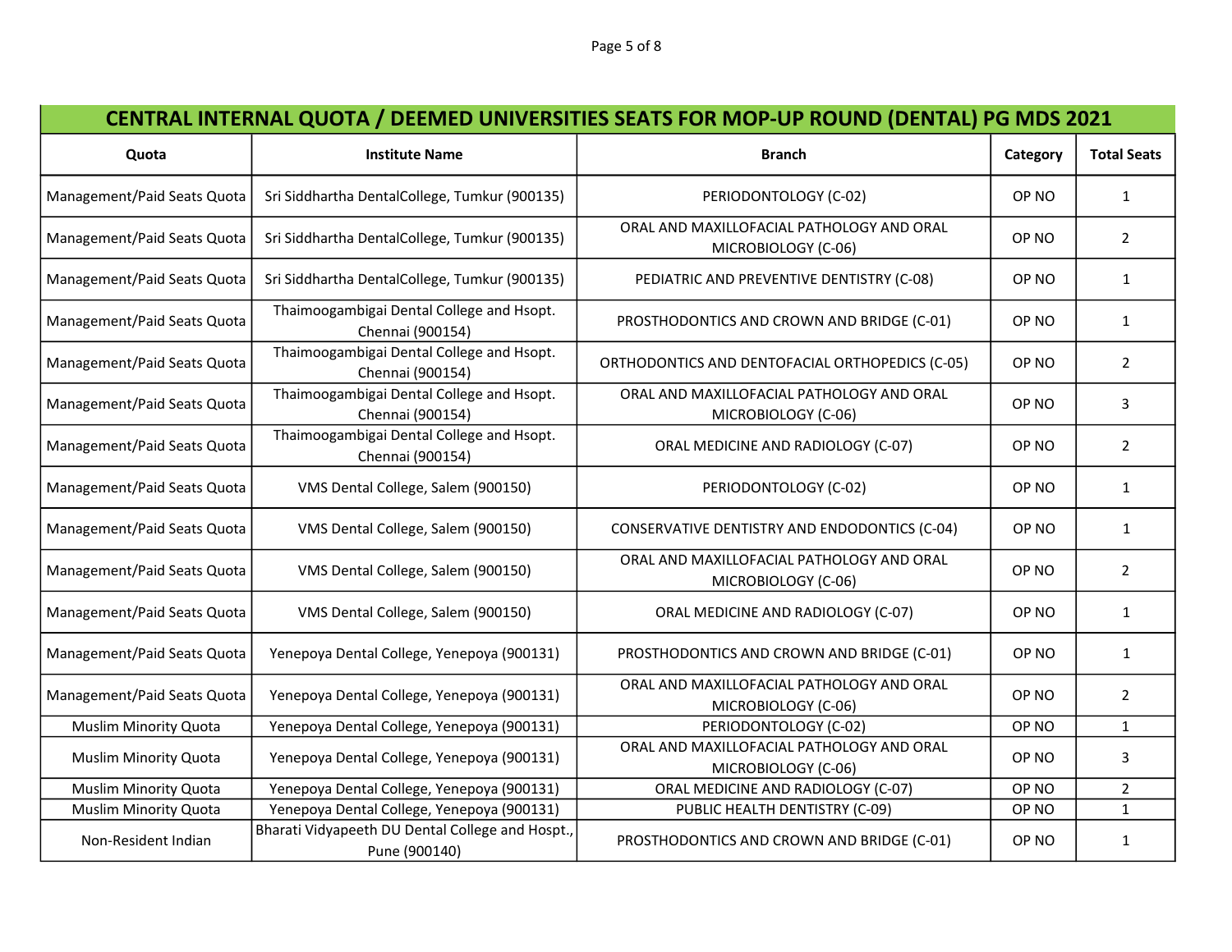| CENTRAL INTERNAL QUOTA / DEEMED UNIVERSITIES SEATS FOR MOP-UP ROUND (DENTAL) PG MDS 2021 | | | | |
|---|---|---|---|---|
| **Quota** | **Institute Name** | **Branch** | **Category** | **Total Seats** |
| Management/Paid Seats Quota | Sri Siddhartha DentalCollege, Tumkur (900135) | PERIODONTOLOGY (C-02) | OP NO | 1 |
| Management/Paid Seats Quota | Sri Siddhartha DentalCollege, Tumkur (900135) | ORAL AND MAXILLOFACIAL PATHOLOGY AND ORAL MICROBIOLOGY (C-06) | OP NO | 2 |
| Management/Paid Seats Quota | Sri Siddhartha DentalCollege, Tumkur (900135) | PEDIATRIC AND PREVENTIVE DENTISTRY (C-08) | OP NO | 1 |
| Management/Paid Seats Quota | Thaimoogambigai Dental College and Hsopt. Chennai (900154) | PROSTHODONTICS AND CROWN AND BRIDGE (C-01) | OP NO | 1 |
| Management/Paid Seats Quota | Thaimoogambigai Dental College and Hsopt. Chennai (900154) | ORTHODONTICS AND DENTOFACIAL ORTHOPEDICS (C-05) | OP NO | 2 |
| Management/Paid Seats Quota | Thaimoogambigai Dental College and Hsopt. Chennai (900154) | ORAL AND MAXILLOFACIAL PATHOLOGY AND ORAL MICROBIOLOGY (C-06) | OP NO | 3 |
| Management/Paid Seats Quota | Thaimoogambigai Dental College and Hsopt. Chennai (900154) | ORAL MEDICINE AND RADIOLOGY (C-07) | OP NO | 2 |
| Management/Paid Seats Quota | VMS Dental College, Salem (900150) | PERIODONTOLOGY (C-02) | OP NO | 1 |
| Management/Paid Seats Quota | VMS Dental College, Salem (900150) | CONSERVATIVE DENTISTRY AND ENDODONTICS (C-04) | OP NO | 1 |
| Management/Paid Seats Quota | VMS Dental College, Salem (900150) | ORAL AND MAXILLOFACIAL PATHOLOGY AND ORAL MICROBIOLOGY (C-06) | OP NO | 2 |
| Management/Paid Seats Quota | VMS Dental College, Salem (900150) | ORAL MEDICINE AND RADIOLOGY (C-07) | OP NO | 1 |
| Management/Paid Seats Quota | Yenepoya Dental College, Yenepoya (900131) | PROSTHODONTICS AND CROWN AND BRIDGE (C-01) | OP NO | 1 |
| Management/Paid Seats Quota | Yenepoya Dental College, Yenepoya (900131) | ORAL AND MAXILLOFACIAL PATHOLOGY AND ORAL MICROBIOLOGY (C-06) | OP NO | 2 |
| Muslim Minority Quota | Yenepoya Dental College, Yenepoya (900131) | PERIODONTOLOGY (C-02) | OP NO | 1 |
| Muslim Minority Quota | Yenepoya Dental College, Yenepoya (900131) | ORAL AND MAXILLOFACIAL PATHOLOGY AND ORAL MICROBIOLOGY (C-06) | OP NO | 3 |
| Muslim Minority Quota | Yenepoya Dental College, Yenepoya (900131) | ORAL MEDICINE AND RADIOLOGY (C-07) | OP NO | 2 |
| Muslim Minority Quota | Yenepoya Dental College, Yenepoya (900131) | PUBLIC HEALTH DENTISTRY (C-09) | OP NO | 1 |
| Non-Resident Indian | Bharati Vidyapeeth DU Dental College and Hospt., Pune (900140) | PROSTHODONTICS AND CROWN AND BRIDGE (C-01) | OP NO | 1 |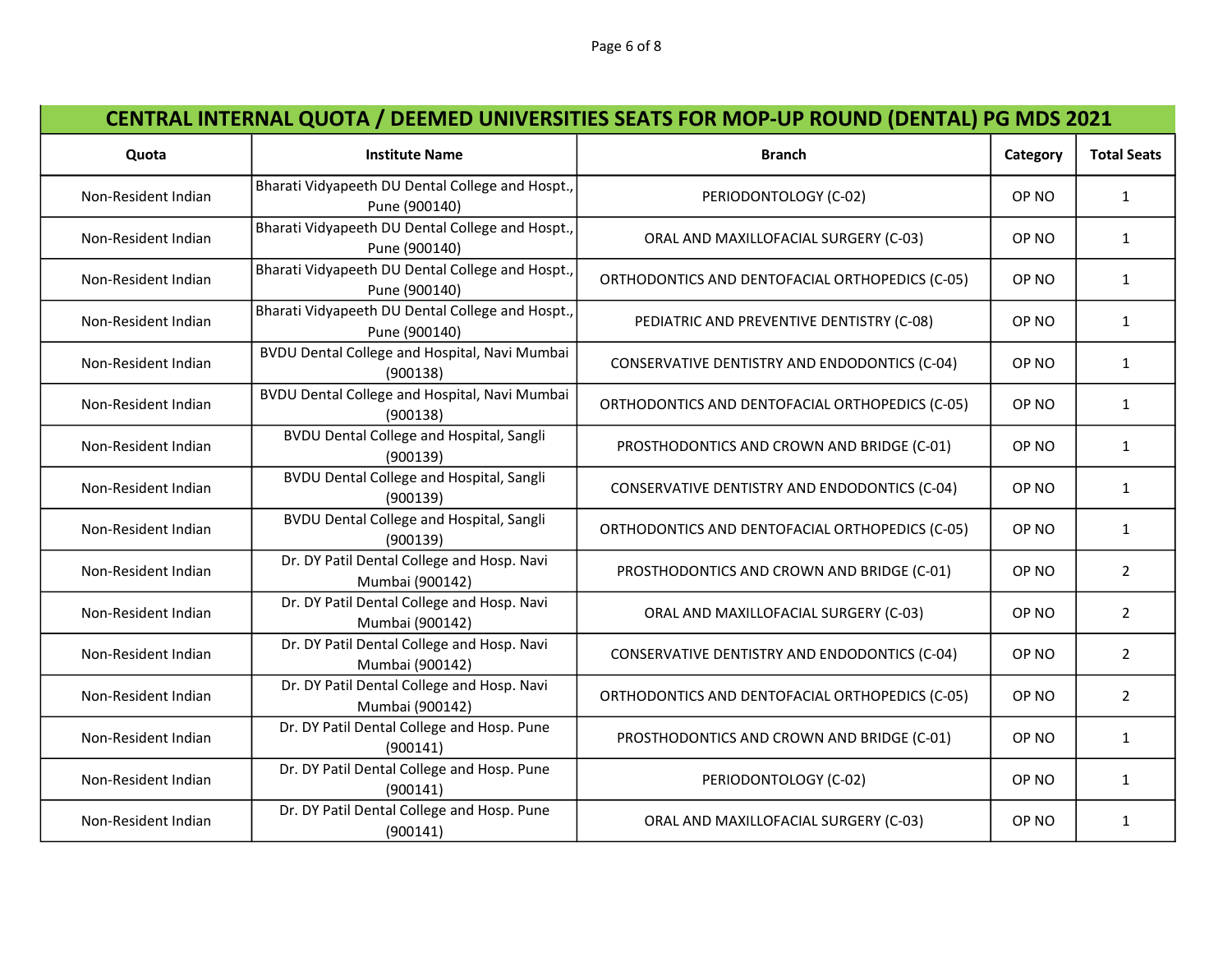| CENTRAL INTERNAL QUOTA / DEEMED UNIVERSITIES SEATS FOR MOP-UP ROUND (DENTAL) PG MDS 2021 | | | | |
|---|---|---|---|---|
| **Quota** | **Institute Name** | **Branch** | **Category** | **Total Seats** |
| Non-Resident Indian | Bharati Vidyapeeth DU Dental College and Hospt., Pune (900140) | PERIODONTOLOGY (C-02) | OP NO | 1 |
| Non-Resident Indian | Bharati Vidyapeeth DU Dental College and Hospt., Pune (900140) | ORAL AND MAXILLOFACIAL SURGERY (C-03) | OP NO | 1 |
| Non-Resident Indian | Bharati Vidyapeeth DU Dental College and Hospt., Pune (900140) | ORTHODONTICS AND DENTOFACIAL ORTHOPEDICS (C-05) | OP NO | 1 |
| Non-Resident Indian | Bharati Vidyapeeth DU Dental College and Hospt., Pune (900140) | PEDIATRIC AND PREVENTIVE DENTISTRY (C-08) | OP NO | 1 |
| Non-Resident Indian | BVDU Dental College and Hospital, Navi Mumbai (900138) | CONSERVATIVE DENTISTRY AND ENDODONTICS (C-04) | OP NO | 1 |
| Non-Resident Indian | BVDU Dental College and Hospital, Navi Mumbai (900138) | ORTHODONTICS AND DENTOFACIAL ORTHOPEDICS (C-05) | OP NO | 1 |
| Non-Resident Indian | BVDU Dental College and Hospital, Sangli (900139) | PROSTHODONTICS AND CROWN AND BRIDGE (C-01) | OP NO | 1 |
| Non-Resident Indian | BVDU Dental College and Hospital, Sangli (900139) | CONSERVATIVE DENTISTRY AND ENDODONTICS (C-04) | OP NO | 1 |
| Non-Resident Indian | BVDU Dental College and Hospital, Sangli (900139) | ORTHODONTICS AND DENTOFACIAL ORTHOPEDICS (C-05) | OP NO | 1 |
| Non-Resident Indian | Dr. DY Patil Dental College and Hosp. Navi Mumbai (900142) | PROSTHODONTICS AND CROWN AND BRIDGE (C-01) | OP NO | 2 |
| Non-Resident Indian | Dr. DY Patil Dental College and Hosp. Navi Mumbai (900142) | ORAL AND MAXILLOFACIAL SURGERY (C-03) | OP NO | 2 |
| Non-Resident Indian | Dr. DY Patil Dental College and Hosp. Navi Mumbai (900142) | CONSERVATIVE DENTISTRY AND ENDODONTICS (C-04) | OP NO | 2 |
| Non-Resident Indian | Dr. DY Patil Dental College and Hosp. Navi Mumbai (900142) | ORTHODONTICS AND DENTOFACIAL ORTHOPEDICS (C-05) | OP NO | 2 |
| Non-Resident Indian | Dr. DY Patil Dental College and Hosp. Pune (900141) | PROSTHODONTICS AND CROWN AND BRIDGE (C-01) | OP NO | 1 |
| Non-Resident Indian | Dr. DY Patil Dental College and Hosp. Pune (900141) | PERIODONTOLOGY (C-02) | OP NO | 1 |
| Non-Resident Indian | Dr. DY Patil Dental College and Hosp. Pune (900141) | ORAL AND MAXILLOFACIAL SURGERY (C-03) | OP NO | 1 |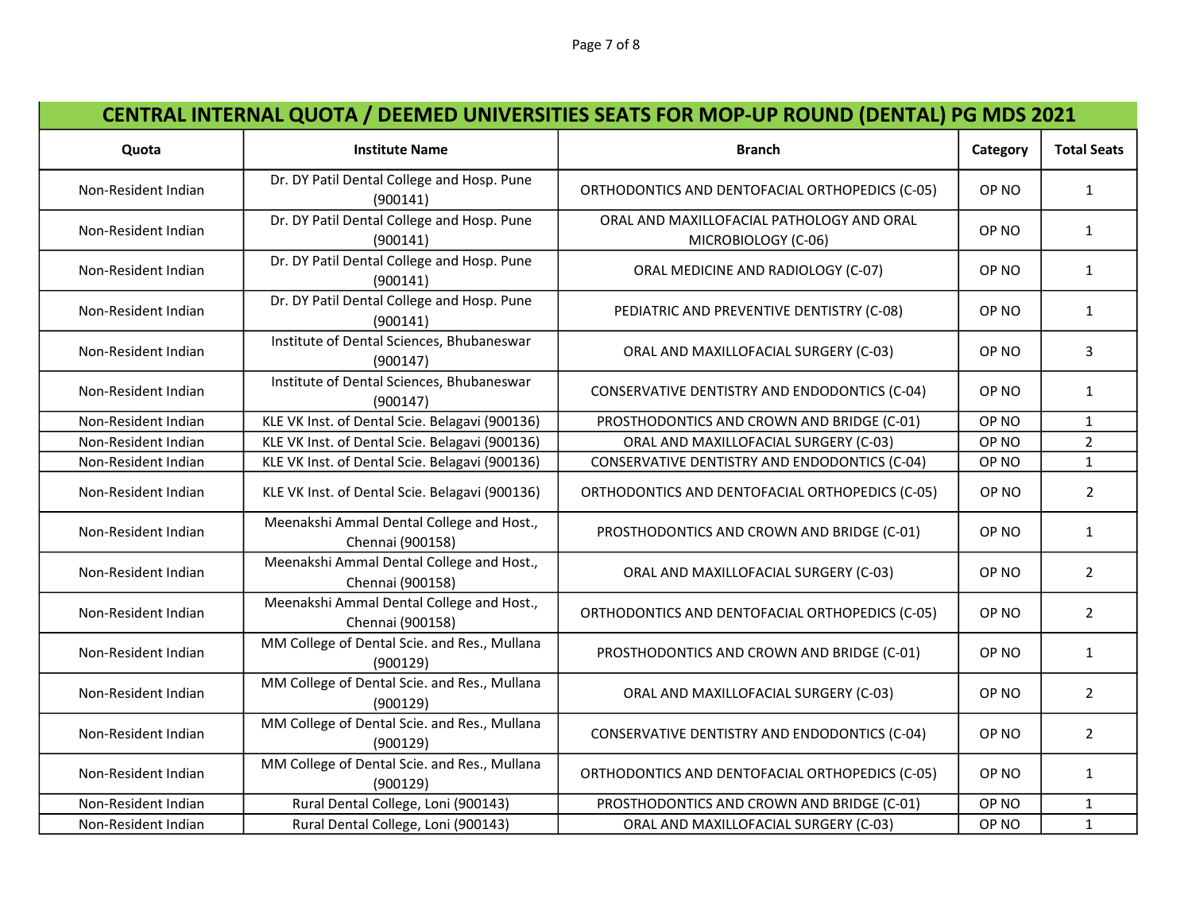# CENTRAL INTERNAL QUOTA / DEEMED UNIVERSITIES SEATS FOR MOP-UP ROUND (DENTAL) PG MDS 2021

| Quota | Institute Name | Branch | Category | Total Seats |
|---|---|---|---|---|
| Non-Resident Indian | Dr. DY Patil Dental College and Hosp. Pune (900141) | ORTHODONTICS AND DENTOFACIAL ORTHOPEDICS (C-05) | OP NO | 1 |
| Non-Resident Indian | Dr. DY Patil Dental College and Hosp. Pune (900141) | ORAL AND MAXILLOFACIAL PATHOLOGY AND ORAL MICROBIOLOGY (C-06) | OP NO | 1 |
| Non-Resident Indian | Dr. DY Patil Dental College and Hosp. Pune (900141) | ORAL MEDICINE AND RADIOLOGY (C-07) | OP NO | 1 |
| Non-Resident Indian | Dr. DY Patil Dental College and Hosp. Pune (900141) | PEDIATRIC AND PREVENTIVE DENTISTRY (C-08) | OP NO | 1 |
| Non-Resident Indian | Institute of Dental Sciences, Bhubaneswar (900147) | ORAL AND MAXILLOFACIAL SURGERY (C-03) | OP NO | 3 |
| Non-Resident Indian | Institute of Dental Sciences, Bhubaneswar (900147) | CONSERVATIVE DENTISTRY AND ENDODONTICS (C-04) | OP NO | 1 |
| Non-Resident Indian | KLE VK Inst. of Dental Scie. Belagavi (900136) | PROSTHODONTICS AND CROWN AND BRIDGE (C-01) | OP NO | 1 |
| Non-Resident Indian | KLE VK Inst. of Dental Scie. Belagavi (900136) | ORAL AND MAXILLOFACIAL SURGERY (C-03) | OP NO | 2 |
| Non-Resident Indian | KLE VK Inst. of Dental Scie. Belagavi (900136) | CONSERVATIVE DENTISTRY AND ENDODONTICS (C-04) | OP NO | 1 |
| Non-Resident Indian | KLE VK Inst. of Dental Scie. Belagavi (900136) | ORTHODONTICS AND DENTOFACIAL ORTHOPEDICS (C-05) | OP NO | 2 |
| Non-Resident Indian | Meenakshi Ammal Dental College and Host., Chennai (900158) | PROSTHODONTICS AND CROWN AND BRIDGE (C-01) | OP NO | 1 |
| Non-Resident Indian | Meenakshi Ammal Dental College and Host., Chennai (900158) | ORAL AND MAXILLOFACIAL SURGERY (C-03) | OP NO | 2 |
| Non-Resident Indian | Meenakshi Ammal Dental College and Host., Chennai (900158) | ORTHODONTICS AND DENTOFACIAL ORTHOPEDICS (C-05) | OP NO | 2 |
| Non-Resident Indian | MM College of Dental Scie. and Res., Mullana (900129) | PROSTHODONTICS AND CROWN AND BRIDGE (C-01) | OP NO | 1 |
| Non-Resident Indian | MM College of Dental Scie. and Res., Mullana (900129) | ORAL AND MAXILLOFACIAL SURGERY (C-03) | OP NO | 2 |
| Non-Resident Indian | MM College of Dental Scie. and Res., Mullana (900129) | CONSERVATIVE DENTISTRY AND ENDODONTICS (C-04) | OP NO | 2 |
| Non-Resident Indian | MM College of Dental Scie. and Res., Mullana (900129) | ORTHODONTICS AND DENTOFACIAL ORTHOPEDICS (C-05) | OP NO | 1 |
| Non-Resident Indian | Rural Dental College, Loni (900143) | PROSTHODONTICS AND CROWN AND BRIDGE (C-01) | OP NO | 1 |
| Non-Resident Indian | Rural Dental College, Loni (900143) | ORAL AND MAXILLOFACIAL SURGERY (C-03) | OP NO | 1 |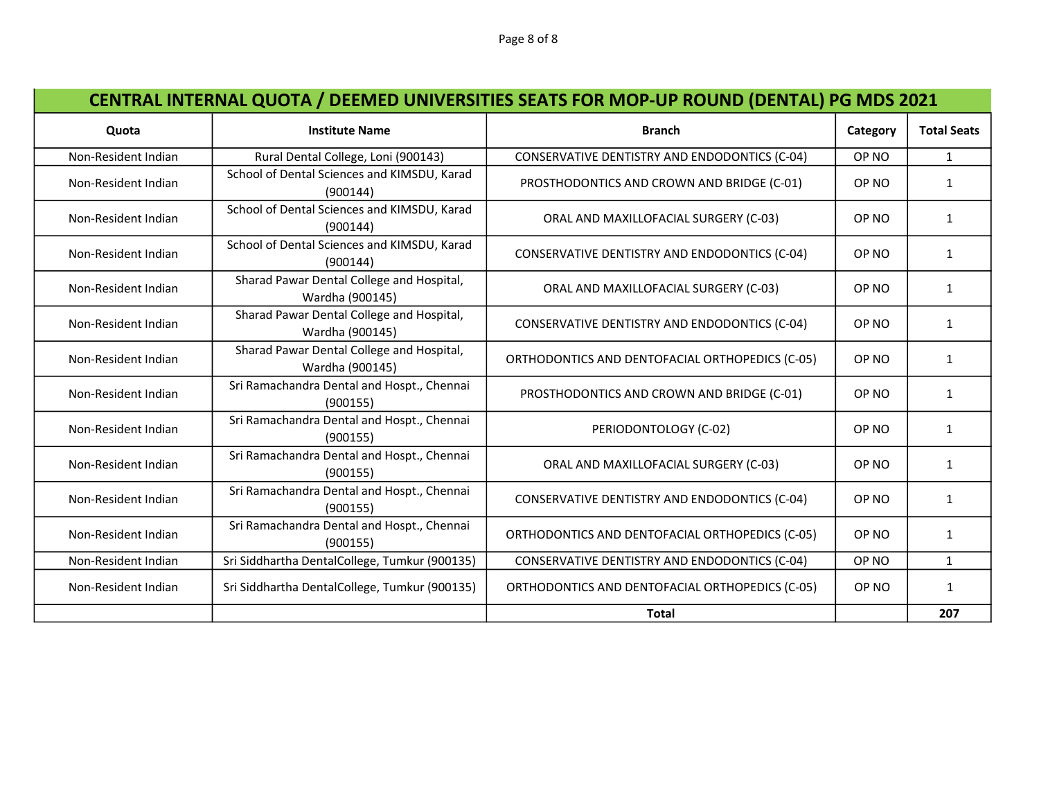## CENTRAL INTERNAL QUOTA / DEEMED UNIVERSITIES SEATS FOR MOP-UP ROUND (DENTAL) PG MDS 2021

| Quota | Institute Name | Branch | Category | Total Seats |
|---|---|---|---|---|
| Non-Resident Indian | Rural Dental College, Loni (900143) | CONSERVATIVE DENTISTRY AND ENDODONTICS (C-04) | OP NO | 1 |
| Non-Resident Indian | School of Dental Sciences and KIMSDU, Karad (900144) | PROSTHODONTICS AND CROWN AND BRIDGE (C-01) | OP NO | 1 |
| Non-Resident Indian | School of Dental Sciences and KIMSDU, Karad (900144) | ORAL AND MAXILLOFACIAL SURGERY (C-03) | OP NO | 1 |
| Non-Resident Indian | School of Dental Sciences and KIMSDU, Karad (900144) | CONSERVATIVE DENTISTRY AND ENDODONTICS (C-04) | OP NO | 1 |
| Non-Resident Indian | Sharad Pawar Dental College and Hospital, Wardha (900145) | ORAL AND MAXILLOFACIAL SURGERY (C-03) | OP NO | 1 |
| Non-Resident Indian | Sharad Pawar Dental College and Hospital, Wardha (900145) | CONSERVATIVE DENTISTRY AND ENDODONTICS (C-04) | OP NO | 1 |
| Non-Resident Indian | Sharad Pawar Dental College and Hospital, Wardha (900145) | ORTHODONTICS AND DENTOFACIAL ORTHOPEDICS (C-05) | OP NO | 1 |
| Non-Resident Indian | Sri Ramachandra Dental and Hospt., Chennai (900155) | PROSTHODONTICS AND CROWN AND BRIDGE (C-01) | OP NO | 1 |
| Non-Resident Indian | Sri Ramachandra Dental and Hospt., Chennai (900155) | PERIODONTOLOGY (C-02) | OP NO | 1 |
| Non-Resident Indian | Sri Ramachandra Dental and Hospt., Chennai (900155) | ORAL AND MAXILLOFACIAL SURGERY (C-03) | OP NO | 1 |
| Non-Resident Indian | Sri Ramachandra Dental and Hospt., Chennai (900155) | CONSERVATIVE DENTISTRY AND ENDODONTICS (C-04) | OP NO | 1 |
| Non-Resident Indian | Sri Ramachandra Dental and Hospt., Chennai (900155) | ORTHODONTICS AND DENTOFACIAL ORTHOPEDICS (C-05) | OP NO | 1 |
| Non-Resident Indian | Sri Siddhartha DentalCollege, Tumkur (900135) | CONSERVATIVE DENTISTRY AND ENDODONTICS (C-04) | OP NO | 1 |
| Non-Resident Indian | Sri Siddhartha DentalCollege, Tumkur (900135) | ORTHODONTICS AND DENTOFACIAL ORTHOPEDICS (C-05) | OP NO | 1 |
| | | **Total** | | **207** |